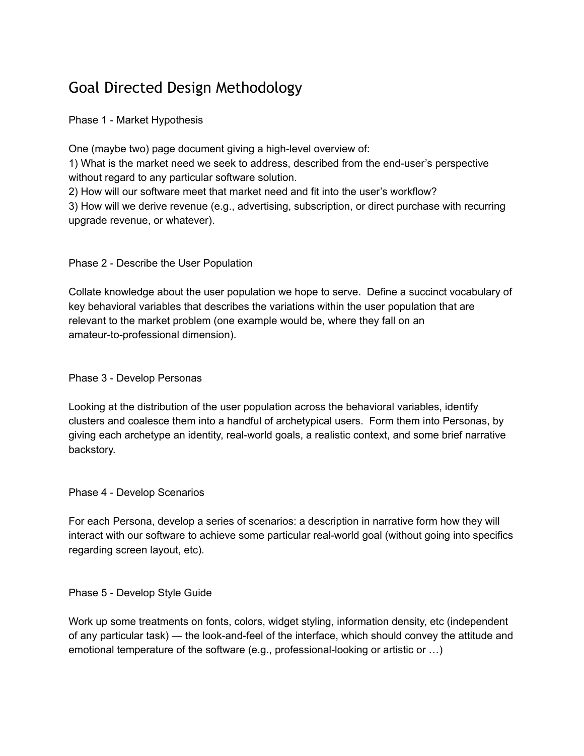# Goal Directed Design Methodology

## Phase 1 - Market Hypothesis

One (maybe two) page document giving a high-level overview of:
1) What is the market need we seek to address, described from the end-user's perspective without regard to any particular software solution.
2) How will our software meet that market need and fit into the user's workflow?
3) How will we derive revenue (e.g., advertising, subscription, or direct purchase with recurring upgrade revenue, or whatever).

## Phase 2 - Describe the User Population

Collate knowledge about the user population we hope to serve. Define a succinct vocabulary of key behavioral variables that describes the variations within the user population that are relevant to the market problem (one example would be, where they fall on an amateur-to-professional dimension).

## Phase 3 - Develop Personas

Looking at the distribution of the user population across the behavioral variables, identify clusters and coalesce them into a handful of archetypical users. Form them into Personas, by giving each archetype an identity, real-world goals, a realistic context, and some brief narrative backstory.

## Phase 4 - Develop Scenarios

For each Persona, develop a series of scenarios: a description in narrative form how they will interact with our software to achieve some particular real-world goal (without going into specifics regarding screen layout, etc).

## Phase 5 - Develop Style Guide

Work up some treatments on fonts, colors, widget styling, information density, etc (independent of any particular task) — the look-and-feel of the interface, which should convey the attitude and emotional temperature of the software (e.g., professional-looking or artistic or …)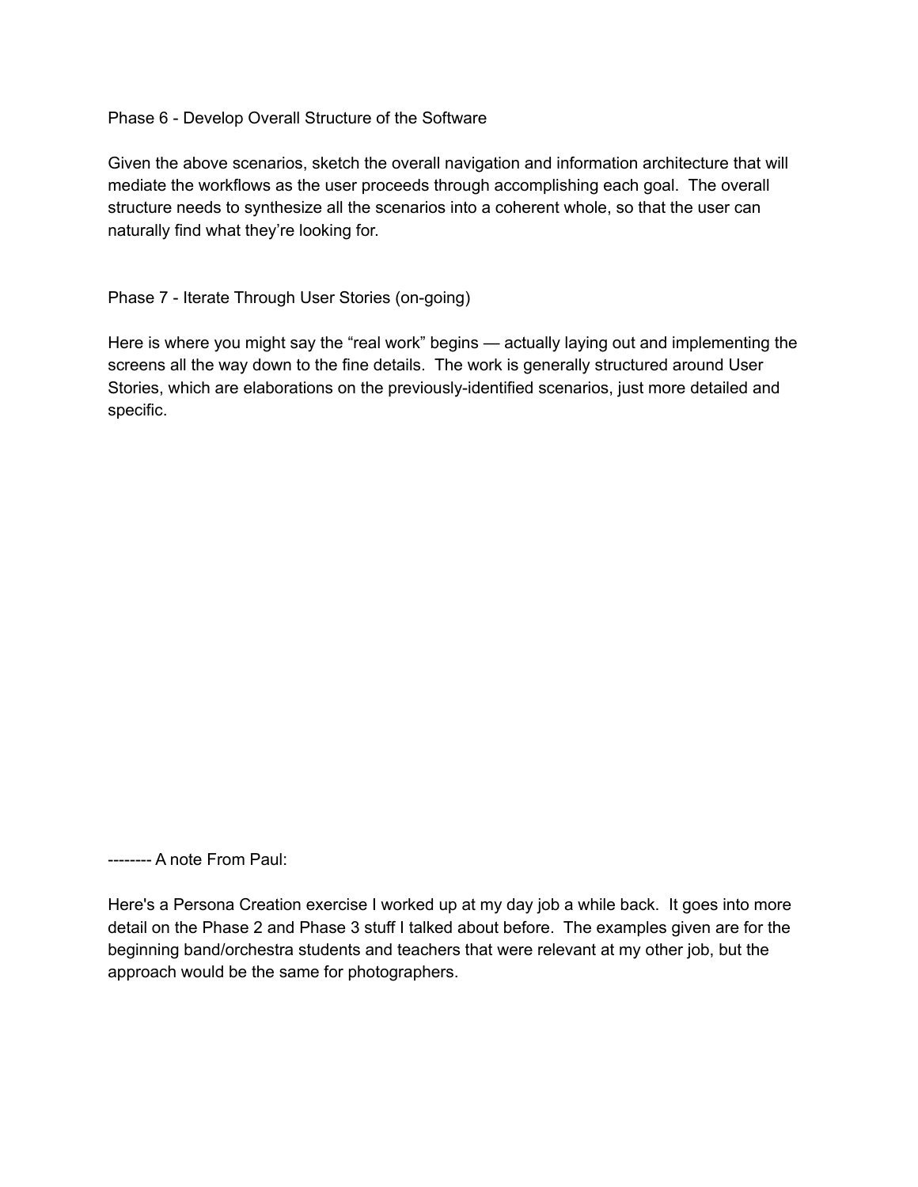## Phase 6 - Develop Overall Structure of the Software

Given the above scenarios, sketch the overall navigation and information architecture that will mediate the workflows as the user proceeds through accomplishing each goal. The overall structure needs to synthesize all the scenarios into a coherent whole, so that the user can naturally find what they're looking for.

## Phase 7 - Iterate Through User Stories (on-going)

Here is where you might say the "real work" begins — actually laying out and implementing the screens all the way down to the fine details. The work is generally structured around User Stories, which are elaborations on the previously-identified scenarios, just more detailed and specific.

-------- A note From Paul:

Here's a Persona Creation exercise I worked up at my day job a while back. It goes into more detail on the Phase 2 and Phase 3 stuff I talked about before. The examples given are for the beginning band/orchestra students and teachers that were relevant at my other job, but the approach would be the same for photographers.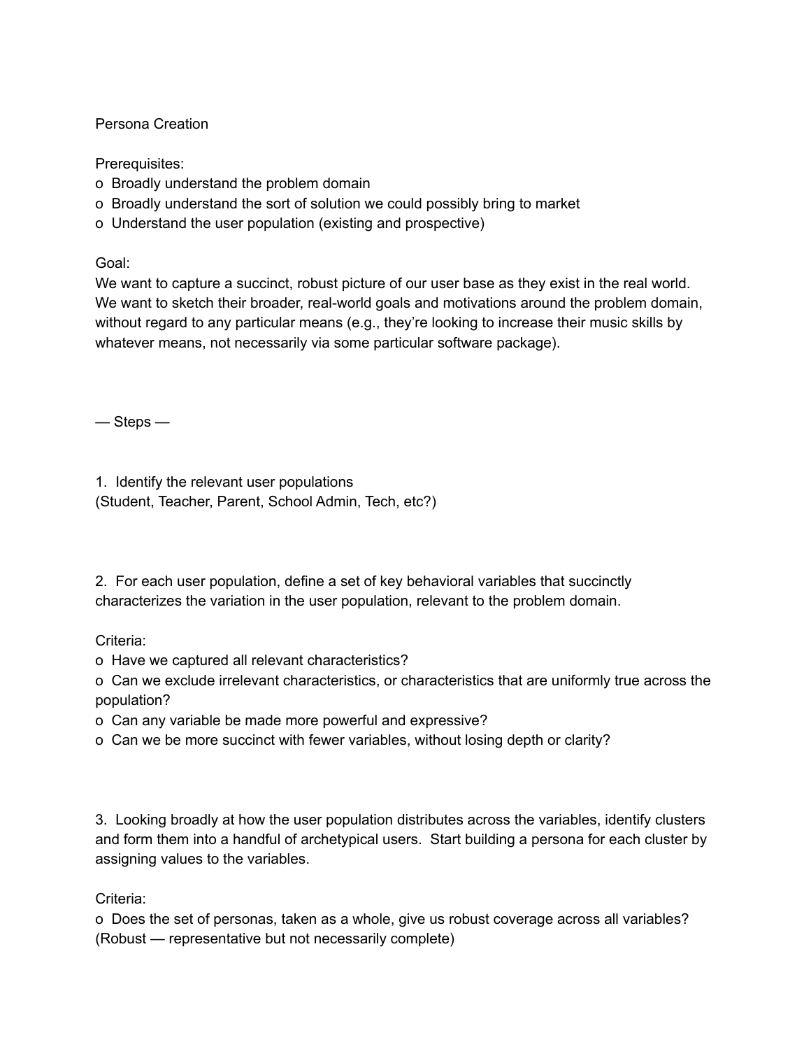Persona Creation

Prerequisites:

- Broadly understand the problem domain
- Broadly understand the sort of solution we could possibly bring to market
- Understand the user population (existing and prospective)

Goal:

We want to capture a succinct, robust picture of our user base as they exist in the real world. We want to sketch their broader, real-world goals and motivations around the problem domain, without regard to any particular means (e.g., they're looking to increase their music skills by whatever means, not necessarily via some particular software package).

— Steps —

1. Identify the relevant user populations
(Student, Teacher, Parent, School Admin, Tech, etc?)

2. For each user population, define a set of key behavioral variables that succinctly characterizes the variation in the user population, relevant to the problem domain.

Criteria:

- Have we captured all relevant characteristics?
- Can we exclude irrelevant characteristics, or characteristics that are uniformly true across the population?
- Can any variable be made more powerful and expressive?
- Can we be more succinct with fewer variables, without losing depth or clarity?

3. Looking broadly at how the user population distributes across the variables, identify clusters and form them into a handful of archetypical users. Start building a persona for each cluster by assigning values to the variables.

Criteria:

- Does the set of personas, taken as a whole, give us robust coverage across all variables?
(Robust — representative but not necessarily complete)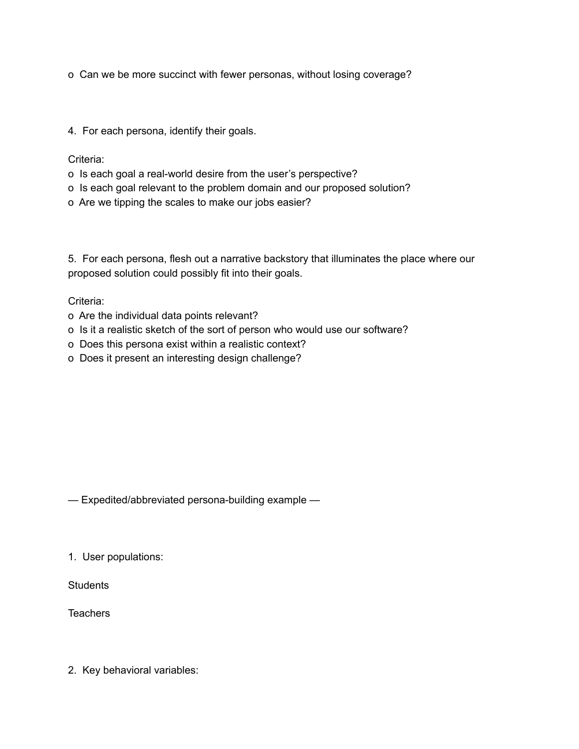- Can we be more succinct with fewer personas, without losing coverage?

4. For each persona, identify their goals.

Criteria:

- Is each goal a real-world desire from the user's perspective?
- Is each goal relevant to the problem domain and our proposed solution?
- Are we tipping the scales to make our jobs easier?

5. For each persona, flesh out a narrative backstory that illuminates the place where our proposed solution could possibly fit into their goals.

Criteria:

- Are the individual data points relevant?
- Is it a realistic sketch of the sort of person who would use our software?
- Does this persona exist within a realistic context?
- Does it present an interesting design challenge?

— Expedited/abbreviated persona-building example —

1. User populations:

Students

Teachers

2. Key behavioral variables: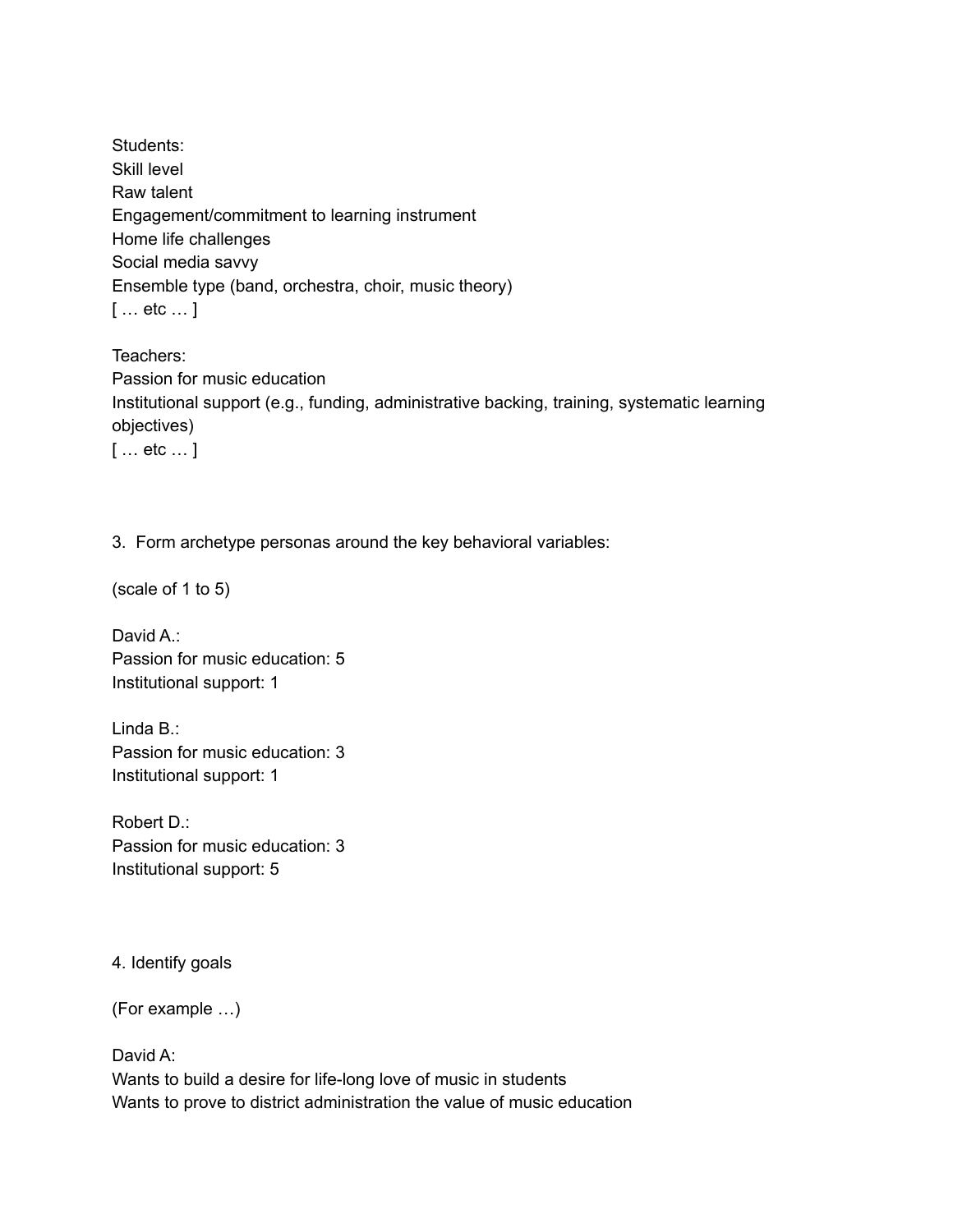Students:
Skill level
Raw talent
Engagement/commitment to learning instrument
Home life challenges
Social media savvy
Ensemble type (band, orchestra, choir, music theory)
[ … etc … ]

Teachers:
Passion for music education
Institutional support (e.g., funding, administrative backing, training, systematic learning objectives)
[ … etc … ]

3. Form archetype personas around the key behavioral variables:

(scale of 1 to 5)

David A.:
Passion for music education: 5
Institutional support: 1

Linda B.:
Passion for music education: 3
Institutional support: 1

Robert D.:
Passion for music education: 3
Institutional support: 5

4. Identify goals

(For example …)

David A:
Wants to build a desire for life-long love of music in students
Wants to prove to district administration the value of music education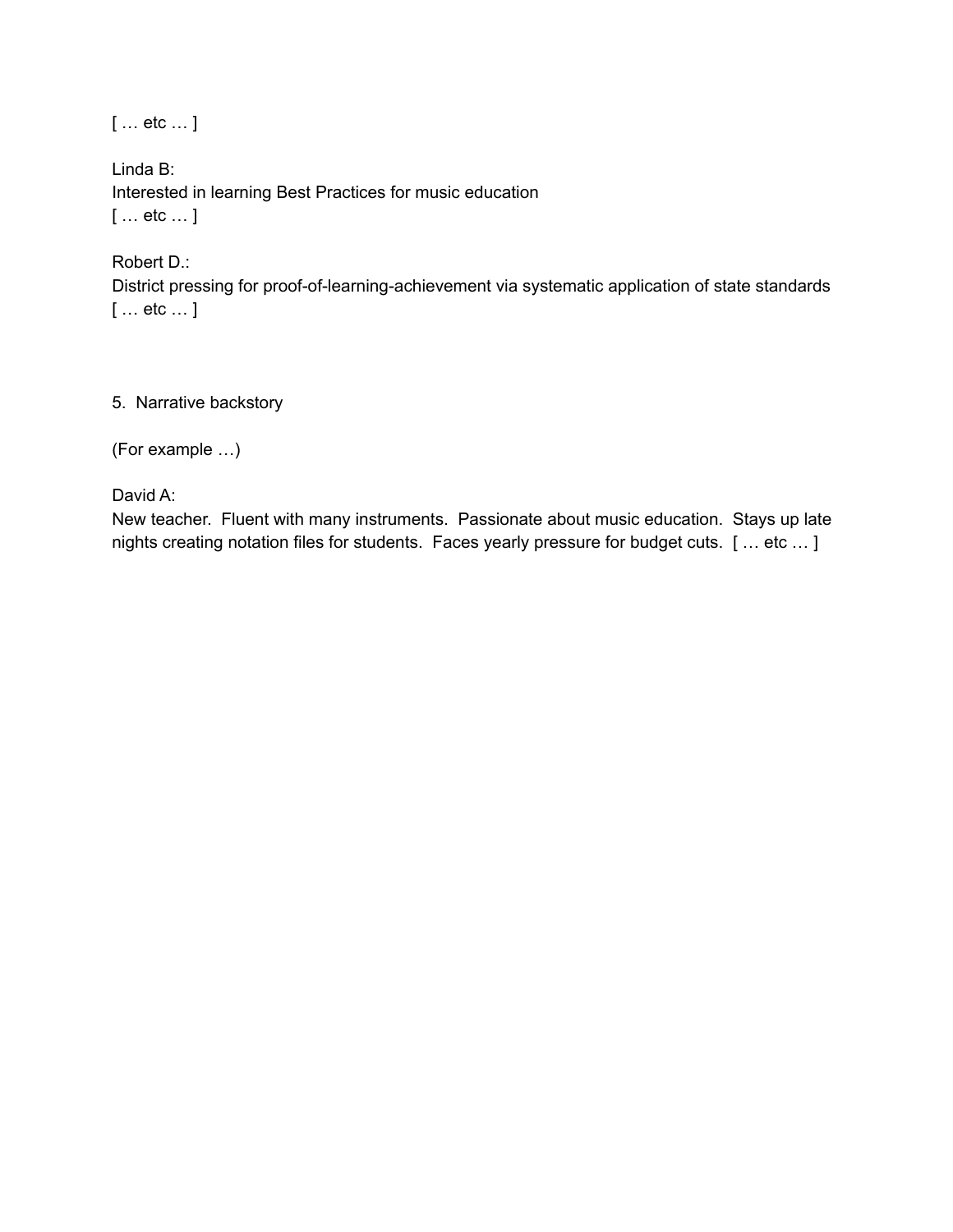[ … etc … ]

Linda B:
Interested in learning Best Practices for music education
[ … etc … ]

Robert D.:
District pressing for proof-of-learning-achievement via systematic application of state standards
[ … etc … ]

5. Narrative backstory

(For example …)

David A:
New teacher. Fluent with many instruments. Passionate about music education. Stays up late nights creating notation files for students. Faces yearly pressure for budget cuts. [ … etc … ]